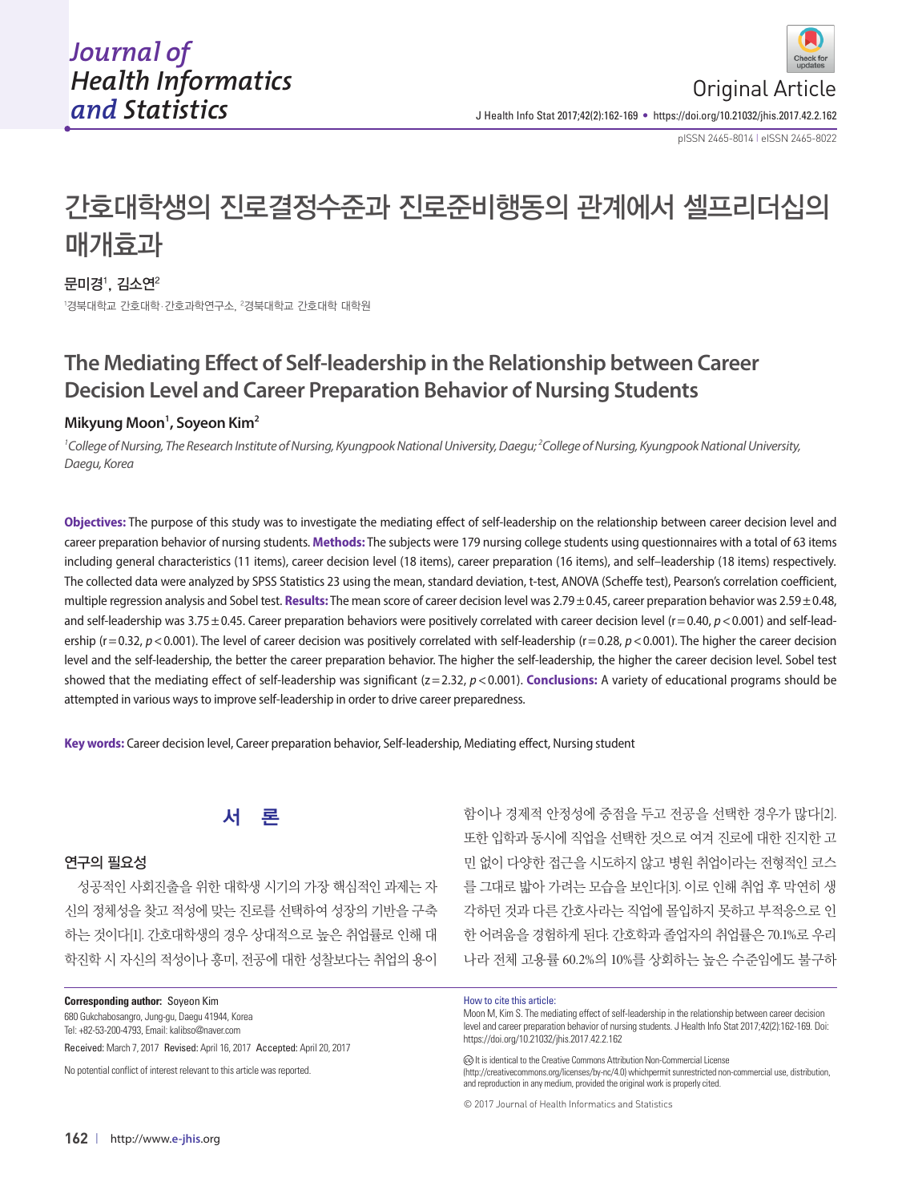Original Article

# 간호대학생의 진로결정수준과 진로준비행동의 관계에서 셀프리더십의 매개효과

**문미경[1], 김소연[2]**

[1]경북대학교 간호대학·간호과학연구소, [2]경북대학교 간호대학 대학원

# The Mediating Effect of Self-leadership in the Relationship between Career Decision Level and Career Preparation Behavior of Nursing Students

**Mikyung Moon[1], Soyeon Kim[2]**

*[1]College of Nursing, The Research Institute of Nursing, Kyungpook National University, Daegu; [2]College of Nursing, Kyungpook National University, Daegu, Korea*

**Objectives:** The purpose of this study was to investigate the mediating effect of self-leadership on the relationship between career decision level and career preparation behavior of nursing students. **Methods:** The subjects were 179 nursing college students using questionnaires with a total of 63 items including general characteristics (11 items), career decision level (18 items), career preparation (16 items), and self–leadership (18 items) respectively. The collected data were analyzed by SPSS Statistics 23 using the mean, standard deviation, t-test, ANOVA (Scheffe test), Pearson's correlation coefficient, multiple regression analysis and Sobel test. **Results:** The mean score of career decision level was 2.79 ± 0.45, career preparation behavior was 2.59 ± 0.48, and self-leadership was 3.75 ± 0.45. Career preparation behaviors were positively correlated with career decision level (r = 0.40, $p < 0.001$) and self-leadership (r = 0.32, $p < 0.001$). The level of career decision was positively correlated with self-leadership (r = 0.28, $p < 0.001$). The higher the career decision level and the self-leadership, the better the career preparation behavior. The higher the self-leadership, the higher the career decision level. Sobel test showed that the mediating effect of self-leadership was significant (z = 2.32, $p < 0.001$). **Conclusions:** A variety of educational programs should be attempted in various ways to improve self-leadership in order to drive career preparedness.

**Key words:** Career decision level, Career preparation behavior, Self-leadership, Mediating effect, Nursing student

## 서 론

### 연구의 필요성

성공적인 사회진출을 위한 대학생 시기의 가장 핵심적인 과제는 자신의 정체성을 찾고 적성에 맞는 진로를 선택하여 성장의 기반을 구축하는 것이다[1]. 간호대학생의 경우 상대적으로 높은 취업률로 인해 대학진학 시 자신의 적성이나 흥미, 전공에 대한 성찰보다는 취업의 용이함이나 경제적 안정성에 중점을 두고 전공을 선택한 경우가 많다[2]. 또한 입학과 동시에 직업을 선택한 것으로 여겨 진로에 대한 진지한 고민 없이 다양한 접근을 시도하지 않고 병원 취업이라는 전형적인 코스를 그대로 밟아 가려는 모습을 보인다[3]. 이로 인해 취업 후 막연히 생각하던 것과 다른 간호사라는 직업에 몰입하지 못하고 부적응으로 인한 어려움을 경험하게 된다. 간호학과 졸업자의 취업률은 70.1%로 우리나라 전체 고용률 60.2%의 10%를 상회하는 높은 수준임에도 불구하

**Corresponding author:** Soyeon Kim
680 Gukchabosangro, Jung-gu, Daegu 41944, Korea
Tel: +82-53-200-4793, Email: kalibso@naver.com

Received: March 7, 2017 Revised: April 16, 2017 Accepted: April 20, 2017

No potential conflict of interest relevant to this article was reported.

How to cite this article:
Moon M, Kim S. The mediating effect of self-leadership in the relationship between career decision level and career preparation behavior of nursing students. J Health Info Stat 2017;42(2):162-169. Doi: https://doi.org/10.21032/jhis.2017.42.2.162

It is identical to the Creative Commons Attribution Non-Commercial License (http://creativecommons.org/licenses/by-nc/4.0) whichpermit sunrestricted non-commercial use, distribution, and reproduction in any medium, provided the original work is properly cited.

© 2017 Journal of Health Informatics and Statistics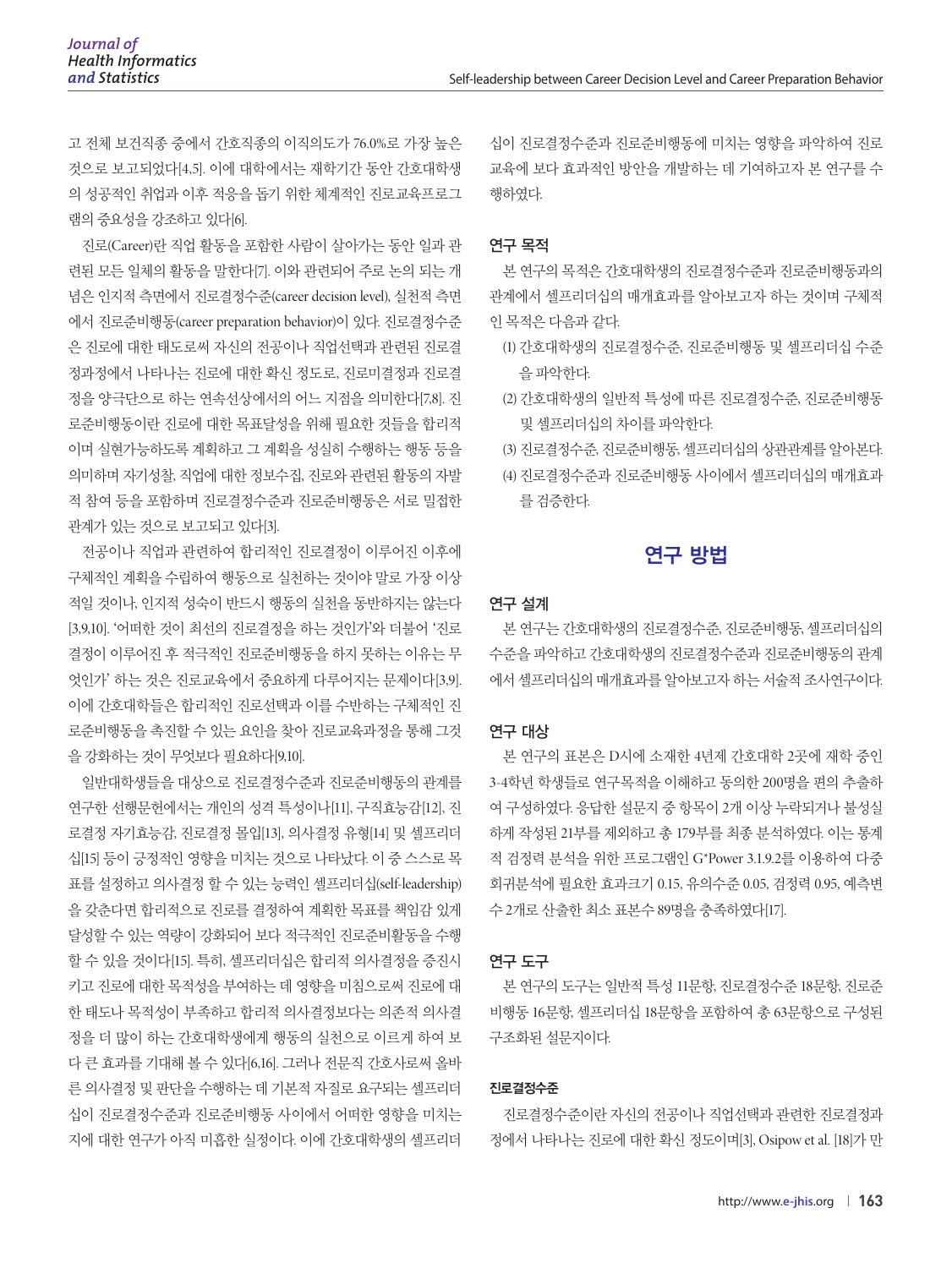고 전체 보건직종 중에서 간호직종의 이직의도가 76.0%로 가장 높은 것으로 보고되었다[4,5]. 이에 대학에서는 재학기간 동안 간호대학생의 성공적인 취업과 이후 적응을 돕기 위한 체계적인 진로교육프로그램의 중요성을 강조하고 있다[6].

진로(Career)란 직업 활동을 포함한 사람이 살아가는 동안 일과 관련된 모든 일체의 활동을 말한다[7]. 이와 관련되어 주로 논의 되는 개념은 인지적 측면에서 진로결정수준(career decision level), 실천적 측면에서 진로준비행동(career preparation behavior)이 있다. 진로결정수준은 진로에 대한 태도로써 자신의 전공이나 직업선택과 관련된 진로결정과정에서 나타나는 진로에 대한 확신 정도로, 진로미결정과 진로결정을 양극단으로 하는 연속선상에서의 어느 지점을 의미한다[7,8]. 진로준비행동이란 진로에 대한 목표달성을 위해 필요한 것들을 합리적이며 실현가능하도록 계획하고 그 계획을 성실히 수행하는 행동 등을 의미하며 자기성찰, 직업에 대한 정보수집, 진로와 관련된 활동의 자발적 참여 등을 포함하며 진로결정수준과 진로준비행동은 서로 밀접한 관계가 있는 것으로 보고되고 있다[3].

전공이나 직업과 관련하여 합리적인 진로결정이 이루어진 이후에 구체적인 계획을 수립하여 행동으로 실천하는 것이야 말로 가장 이상적일 것이나, 인지적 성숙이 반드시 행동의 실천을 동반하지는 않는다[3,9,10]. '어떠한 것이 최선의 진로결정을 하는 것인가'와 더불어 '진로결정이 이루어진 후 적극적인 진로준비행동을 하지 못하는 이유는 무엇인가' 하는 것은 진로교육에서 중요하게 다루어지는 문제이다[3,9]. 이에 간호대학들은 합리적인 진로선택과 이를 수반하는 구체적인 진로준비행동을 촉진할 수 있는 요인을 찾아 진로교육과정을 통해 그것을 강화하는 것이 무엇보다 필요하다[9,10].

일반대학생들을 대상으로 진로결정수준과 진로준비행동의 관계를 연구한 선행문헌에서는 개인의 성격 특성이나[11], 구직효능감[12], 진로결정 자기효능감, 진로결정 몰입[13], 의사결정 유형[14] 및 셀프리더십[15] 등이 긍정적인 영향을 미치는 것으로 나타났다. 이 중 스스로 목표를 설정하고 의사결정 할 수 있는 능력인 셀프리더십(self-leadership)을 갖춘다면 합리적으로 진로를 결정하여 계획한 목표를 책임감 있게 달성할 수 있는 역량이 강화되어 보다 적극적인 진로준비활동을 수행할 수 있을 것이다[15]. 특히, 셀프리더십은 합리적 의사결정을 증진시키고 진로에 대한 목적성을 부여하는 데 영향을 미침으로써 진로에 대한 태도나 목적성이 부족하고 합리적 의사결정보다는 의존적 의사결정을 더 많이 하는 간호대학생에게 행동의 실천으로 이르게 하여 보다 큰 효과를 기대해 볼 수 있다[6,16]. 그러나 전문직 간호사로써 올바른 의사결정 및 판단을 수행하는 데 기본적 자질로 요구되는 셀프리더십이 진로결정수준과 진로준비행동 사이에서 어떠한 영향을 미치는지에 대한 연구가 아직 미흡한 실정이다. 이에 간호대학생의 셀프리더십이 진로결정수준과 진로준비행동에 미치는 영향을 파악하여 진로교육에 보다 효과적인 방안을 개발하는 데 기여하고자 본 연구를 수행하였다.

### 연구 목적

본 연구의 목적은 간호대학생의 진로결정수준과 진로준비행동과의 관계에서 셀프리더십의 매개효과를 알아보고자 하는 것이며 구체적인 목적은 다음과 같다.

(1) 간호대학생의 진로결정수준, 진로준비행동 및 셀프리더십 수준을 파악한다.
(2) 간호대학생의 일반적 특성에 따른 진로결정수준, 진로준비행동 및 셀프리더십의 차이를 파악한다.
(3) 진로결정수준, 진로준비행동, 셀프리더십의 상관관계를 알아본다.
(4) 진로결정수준과 진로준비행동 사이에서 셀프리더십의 매개효과를 검증한다.

## 연구 방법

### 연구 설계

본 연구는 간호대학생의 진로결정수준, 진로준비행동, 셀프리더십의 수준을 파악하고 간호대학생의 진로결정수준과 진로준비행동의 관계에서 셀프리더십의 매개효과를 알아보고자 하는 서술적 조사연구이다.

### 연구 대상

본 연구의 표본은 D시에 소재한 4년제 간호대학 2곳에 재학 중인 3-4학년 학생들로 연구목적을 이해하고 동의한 200명을 편의 추출하여 구성하였다. 응답한 설문지 중 항목이 2개 이상 누락되거나 불성실하게 작성된 21부를 제외하고 총 179부를 최종 분석하였다. 이는 통계적 검정력 분석을 위한 프로그램인 G*Power 3.1.9.2를 이용하여 다중회귀분석에 필요한 효과크기 0.15, 유의수준 0.05, 검정력 0.95, 예측변수 2개로 산출한 최소 표본수 89명을 충족하였다[17].

### 연구 도구

본 연구의 도구는 일반적 특성 11문항, 진로결정수준 18문항, 진로준비행동 16문항, 셀프리더십 18문항을 포함하여 총 63문항으로 구성된 구조화된 설문지이다.

#### 진로결정수준

진로결정수준이란 자신의 전공이나 직업선택과 관련한 진로결정과정에서 나타나는 진로에 대한 확신 정도이며[3], Osipow et al. [18]가 만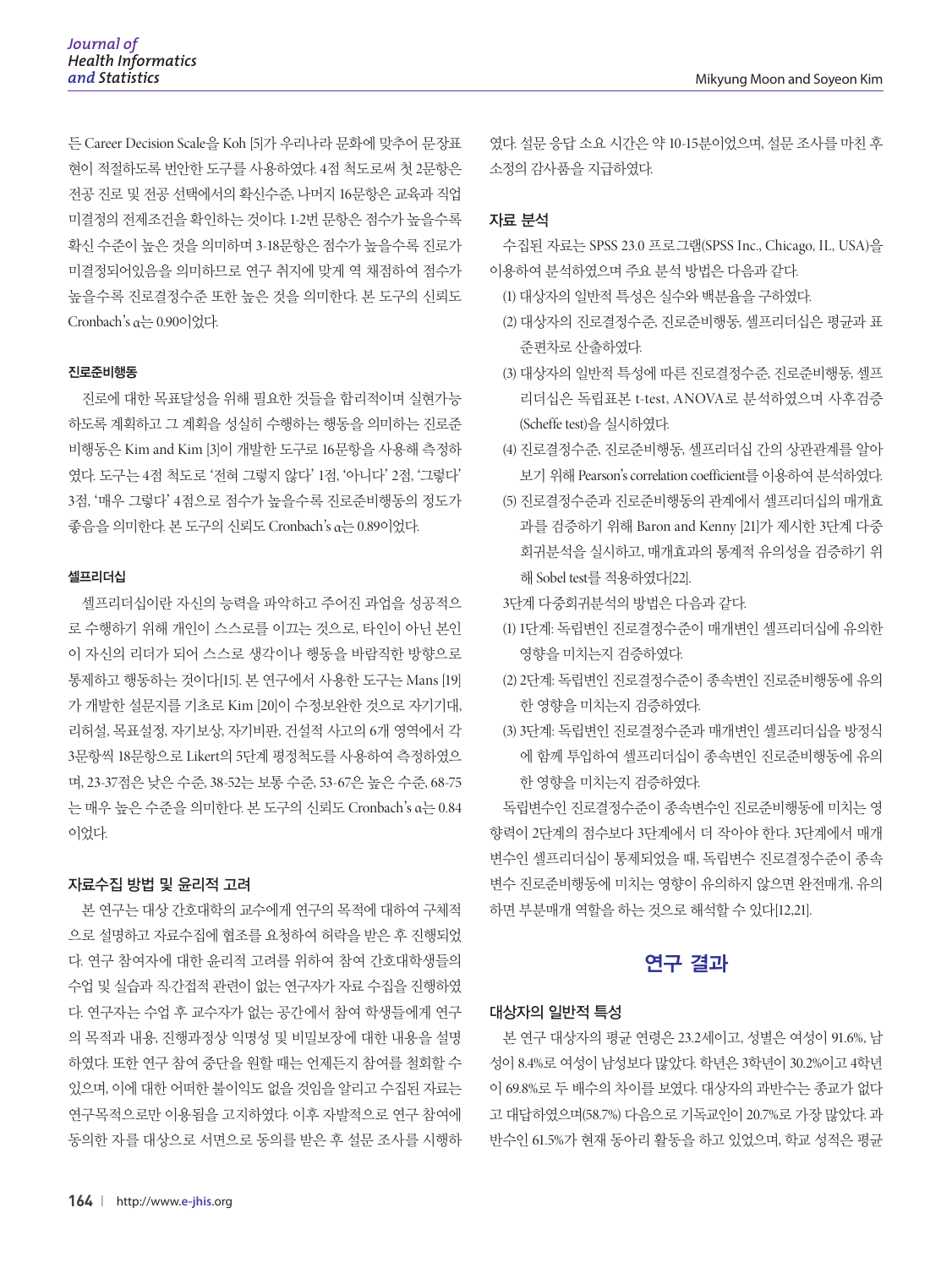든 Career Decision Scale을 Koh [5]가 우리나라 문화에 맞추어 문장표현이 적절하도록 번안한 도구를 사용하였다. 4점 척도로써 첫 2문항은 전공 진로 및 전공 선택에서의 확신수준, 나머지 16문항은 교육과 직업 미결정의 전제조건을 확인하는 것이다. 1-2번 문항은 점수가 높을수록 확신 수준이 높은 것을 의미하며 3-18문항은 점수가 높을수록 진로가 미결정되어있음을 의미하므로 연구 취지에 맞게 역 채점하여 점수가 높을수록 진로결정수준 또한 높은 것을 의미한다. 본 도구의 신뢰도 Cronbach's α는 0.90이었다.

### 진로준비행동

진로에 대한 목표달성을 위해 필요한 것들을 합리적이며 실현가능하도록 계획하고 그 계획을 성실히 수행하는 행동을 의미하는 진로준비행동은 Kim and Kim [3]이 개발한 도구로 16문항을 사용해 측정하였다. 도구는 4점 척도로 '전혀 그렇지 않다' 1점, '아니다' 2점, '그렇다' 3점, '매우 그렇다' 4점으로 점수가 높을수록 진로준비행동의 정도가 좋음을 의미한다. 본 도구의 신뢰도 Cronbach's α는 0.89이었다.

### 셀프리더십

셀프리더십이란 자신의 능력을 파악하고 주어진 과업을 성공적으로 수행하기 위해 개인이 스스로를 이끄는 것으로, 타인이 아닌 본인이 자신의 리더가 되어 스스로 생각이나 행동을 바람직한 방향으로 통제하고 행동하는 것이다[15]. 본 연구에서 사용한 도구는 Mans [19]가 개발한 설문지를 기초로 Kim [20]이 수정보완한 것으로 자기기대, 리허설, 목표설정, 자기보상, 자기비판, 건설적 사고의 6개 영역에서 각 3문항씩 18문항으로 Likert의 5단계 평정척도를 사용하여 측정하였으며, 23-37점은 낮은 수준, 38-52는 보통 수준, 53-67은 높은 수준, 68-75는 매우 높은 수준을 의미한다. 본 도구의 신뢰도 Cronbach's α는 0.84이었다.

## 자료수집 방법 및 윤리적 고려

본 연구는 대상 간호대학의 교수에게 연구의 목적에 대하여 구체적으로 설명하고 자료수집에 협조를 요청하여 허락을 받은 후 진행되었다. 연구 참여자에 대한 윤리적 고려를 위하여 참여 간호대학생들의 수업 및 실습과 직·간접적 관련이 없는 연구자가 자료 수집을 진행하였다. 연구자는 수업 후 교수자가 없는 공간에서 참여 학생들에게 연구의 목적과 내용, 진행과정상 익명성 및 비밀보장에 대한 내용을 설명하였다. 또한 연구 참여 중단을 원할 때는 언제든지 참여를 철회할 수 있으며, 이에 대한 어떠한 불이익도 없을 것임을 알리고 수집된 자료는 연구목적으로만 이용됨을 고지하였다. 이후 자발적으로 연구 참여에 동의한 자를 대상으로 서면으로 동의를 받은 후 설문 조사를 시행하였다. 설문 응답 소요 시간은 약 10-15분이었으며, 설문 조사를 마친 후 소정의 감사품을 지급하였다.

## 자료 분석

수집된 자료는 SPSS 23.0 프로그램(SPSS Inc., Chicago, IL, USA)을 이용하여 분석하였으며 주요 분석 방법은 다음과 같다.

(1) 대상자의 일반적 특성은 실수와 백분율을 구하였다.

(2) 대상자의 진로결정수준, 진로준비행동, 셀프리더십은 평균과 표준편차로 산출하였다.

(3) 대상자의 일반적 특성에 따른 진로결정수준, 진로준비행동, 셀프리더십은 독립표본 t-test, ANOVA로 분석하였으며 사후검증(Scheffe test)을 실시하였다.

(4) 진로결정수준, 진로준비행동, 셀프리더십 간의 상관관계를 알아보기 위해 Pearson's correlation coefficient를 이용하여 분석하였다.

(5) 진로결정수준과 진로준비행동의 관계에서 셀프리더십의 매개효과를 검증하기 위해 Baron and Kenny [21]가 제시한 3단계 다중회귀분석을 실시하고, 매개효과의 통계적 유의성을 검증하기 위해 Sobel test를 적용하였다[22].

3단계 다중회귀분석의 방법은 다음과 같다.

(1) 1단계: 독립변인 진로결정수준이 매개변인 셀프리더십에 유의한 영향을 미치는지 검증하였다.

(2) 2단계: 독립변인 진로결정수준이 종속변인 진로준비행동에 유의한 영향을 미치는지 검증하였다.

(3) 3단계: 독립변인 진로결정수준과 매개변인 셀프리더십을 방정식에 함께 투입하여 셀프리더십이 종속변인 진로준비행동에 유의한 영향을 미치는지 검증하였다.

독립변수인 진로결정수준이 종속변수인 진로준비행동에 미치는 영향력이 2단계의 점수보다 3단계에서 더 작아야 한다. 3단계에서 매개변수인 셀프리더십이 통제되었을 때, 독립변수 진로결정수준이 종속변수 진로준비행동에 미치는 영향이 유의하지 않으면 완전매개, 유의하면 부분매개 역할을 하는 것으로 해석할 수 있다[12,21].

# 연구 결과

## 대상자의 일반적 특성

본 연구 대상자의 평균 연령은 23.2세이고, 성별은 여성이 91.6%, 남성이 8.4%로 여성이 남성보다 많았다. 학년은 3학년이 30.2%이고 4학년이 69.8%로 두 배수의 차이를 보였다. 대상자의 과반수는 종교가 없다고 대답하였으며(58.7%) 다음으로 기독교인이 20.7%로 가장 많았다. 과반수인 61.5%가 현재 동아리 활동을 하고 있었으며, 학교 성적은 평균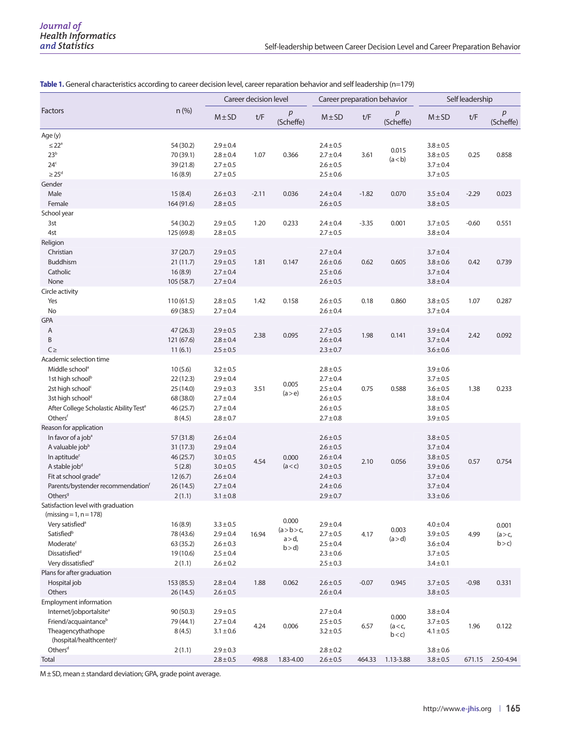**Table 1.** General characteristics according to career decision level, career reparation behavior and self leadership (n=179)

| Factors | n (%) | Career decision level | | | Career preparation behavior | | | Self leadership | | |
|---|---|---|---|---|---|---|---|---|---|---|
| | | M±SD | t/F | p (Scheffe) | M±SD | t/F | p (Scheffe) | M±SD | t/F | p (Scheffe) |
| Age (y) | | | | | | | | | | |
| ≤22[a] | 54 (30.2) | 2.9±0.4 | 1.07 | 0.366 | 2.4±0.5 | 3.61 | 0.015 (a<b) | 3.8±0.5 | 0.25 | 0.858 |
| 23[b] | 70 (39.1) | 2.8±0.4 | | | 2.7±0.4 | | | 3.8±0.5 | | |
| 24[c] | 39 (21.8) | 2.7±0.5 | | | 2.6±0.5 | | | 3.7±0.4 | | |
| ≥25[d] | 16 (8.9) | 2.7±0.5 | | | 2.5±0.6 | | | 3.7±0.5 | | |
| Gender | | | | | | | | | | |
| Male | 15 (8.4) | 2.6±0.3 | -2.11 | 0.036 | 2.4±0.4 | -1.82 | 0.070 | 3.5±0.4 | -2.29 | 0.023 |
| Female | 164 (91.6) | 2.8±0.5 | | | 2.6±0.5 | | | 3.8±0.5 | | |
| School year | | | | | | | | | | |
| 3st | 54 (30.2) | 2.9±0.5 | 1.20 | 0.233 | 2.4±0.4 | -3.35 | 0.001 | 3.7±0.5 | -0.60 | 0.551 |
| 4st | 125 (69.8) | 2.8±0.5 | | | 2.7±0.5 | | | 3.8±0.4 | | |
| Religion | | | | | | | | | | |
| Christian | 37 (20.7) | 2.9±0.5 | 1.81 | 0.147 | 2.7±0.4 | 0.62 | 0.605 | 3.7±0.4 | 0.42 | 0.739 |
| Buddhism | 21 (11.7) | 2.9±0.5 | | | 2.6±0.6 | | | 3.8±0.6 | | |
| Catholic | 16 (8.9) | 2.7±0.4 | | | 2.5±0.6 | | | 3.7±0.4 | | |
| None | 105 (58.7) | 2.7±0.4 | | | 2.6±0.5 | | | 3.8±0.4 | | |
| Circle activity | | | | | | | | | | |
| Yes | 110 (61.5) | 2.8±0.5 | 1.42 | 0.158 | 2.6±0.5 | 0.18 | 0.860 | 3.8±0.5 | 1.07 | 0.287 |
| No | 69 (38.5) | 2.7±0.4 | | | 2.6±0.4 | | | 3.7±0.4 | | |
| GPA | | | | | | | | | | |
| A | 47 (26.3) | 2.9±0.5 | 2.38 | 0.095 | 2.7±0.5 | 1.98 | 0.141 | 3.9±0.4 | 2.42 | 0.092 |
| B | 121 (67.6) | 2.8±0.4 | | | 2.6±0.4 | | | 3.7±0.4 | | |
| C≥ | 11 (6.1) | 2.5±0.5 | | | 2.3±0.7 | | | 3.6±0.6 | | |
| Academic selection time | | | | | | | | | | |
| Middle school[a] | 10 (5.6) | 3.2±0.5 | 3.51 | 0.005 (a>e) | 2.8±0.5 | 0.75 | 0.588 | 3.9±0.6 | 1.38 | 0.233 |
| 1st high school[b] | 22 (12.3) | 2.9±0.4 | | | 2.7±0.4 | | | 3.7±0.5 | | |
| 2st high school[c] | 25 (14.0) | 2.9±0.3 | | | 2.5±0.4 | | | 3.6±0.5 | | |
| 3st high school[d] | 68 (38.0) | 2.7±0.4 | | | 2.6±0.5 | | | 3.8±0.4 | | |
| After College Scholastic Ability Test[e] | 46 (25.7) | 2.7±0.4 | | | 2.6±0.5 | | | 3.8±0.5 | | |
| Others[f] | 8 (4.5) | 2.8±0.7 | | | 2.7±0.8 | | | 3.9±0.5 | | |
| Reason for application | | | | | | | | | | |
| In favor of a job[a] | 57 (31.8) | 2.6±0.4 | 4.54 | 0.000 (a<c) | 2.6±0.5 | 2.10 | 0.056 | 3.8±0.5 | 0.57 | 0.754 |
| A valuable job[b] | 31 (17.3) | 2.9±0.4 | | | 2.6±0.5 | | | 3.7±0.4 | | |
| In aptitude[c] | 46 (25.7) | 3.0±0.5 | | | 2.6±0.4 | | | 3.8±0.5 | | |
| A stable job[d] | 5 (2.8) | 3.0±0.5 | | | 3.0±0.5 | | | 3.9±0.6 | | |
| Fit at school grade[e] | 12 (6.7) | 2.6±0.4 | | | 2.4±0.3 | | | 3.7±0.4 | | |
| Parents/bystender recommendation[f] | 26 (14.5) | 2.7±0.4 | | | 2.4±0.6 | | | 3.7±0.4 | | |
| Others[g] | 2 (1.1) | 3.1±0.8 | | | 2.9±0.7 | | | 3.3±0.6 | | |
| Satisfaction level with graduation (missing=1, n=178) | | | | | | | | | | |
| Very satisfied[a] | 16 (8.9) | 3.3±0.5 | 16.94 | 0.000 (a>b>c, a>d, b>d) | 2.9±0.4 | 4.17 | 0.003 (a>d) | 4.0±0.4 | 4.99 | 0.001 (a>c, b>c) |
| Satisfied[b] | 78 (43.6) | 2.9±0.4 | | | 2.7±0.5 | | | 3.9±0.5 | | |
| Moderate[c] | 63 (35.2) | 2.6±0.3 | | | 2.5±0.4 | | | 3.6±0.4 | | |
| Dissatisfied[d] | 19 (10.6) | 2.5±0.4 | | | 2.3±0.6 | | | 3.7±0.5 | | |
| Very dissatisfied[e] | 2 (1.1) | 2.6±0.2 | | | 2.5±0.3 | | | 3.4±0.1 | | |
| Plans for after graduation | | | | | | | | | | |
| Hospital job | 153 (85.5) | 2.8±0.4 | 1.88 | 0.062 | 2.6±0.5 | -0.07 | 0.945 | 3.7±0.5 | -0.98 | 0.331 |
| Others | 26 (14.5) | 2.6±0.5 | | | 2.6±0.4 | | | 3.8±0.5 | | |
| Employment information | | | | | | | | | | |
| Internet/jobportalsite[a] | 90 (50.3) | 2.9±0.5 | 4.24 | 0.006 | 2.7±0.4 | 6.57 | 0.000 (a<c, b<c) | 3.8±0.4 | 1.96 | 0.122 |
| Friend/acquaintance[b] | 79 (44.1) | 2.7±0.4 | | | 2.5±0.5 | | | 3.7±0.5 | | |
| Theagencythathope (hospital/healthcenter)[c] | 8 (4.5) | 3.1±0.6 | | | 3.2±0.5 | | | 4.1±0.5 | | |
| Others[d] | 2 (1.1) | 2.9±0.3 | | | 2.8±0.2 | | | 3.8±0.6 | | |
| Total | | 2.8±0.5 | 498.8 | 1.83-4.00 | 2.6±0.5 | 464.33 | 1.13-3.88 | 3.8±0.5 | 671.15 | 2.50-4.94 |

M±SD, mean±standard deviation; GPA, grade point average.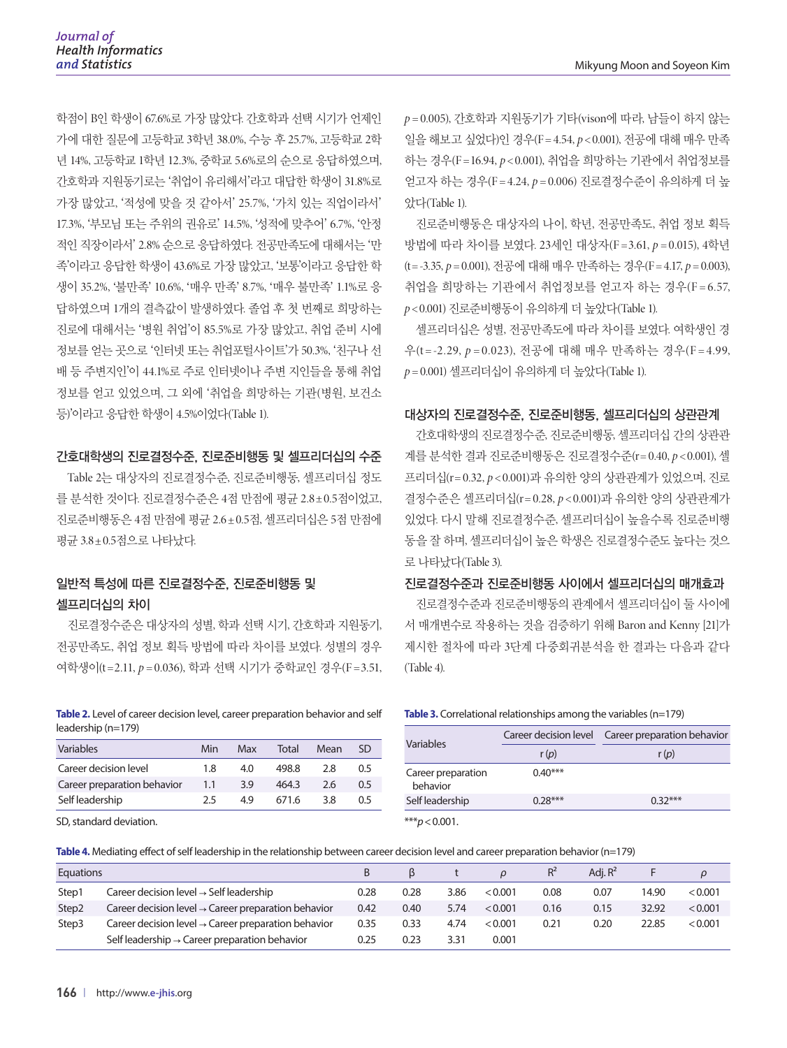학점이 B인 학생이 67.6%로 가장 많았다. 간호학과 선택 시기가 언제인가에 대한 질문에 고등학교 3학년 38.0%, 수능 후 25.7%, 고등학교 2학년 14%, 고등학교 1학년 12.3%, 중학교 5.6%로의 순으로 응답하였으며, 간호학과 지원동기로는 '취업이 유리해서'라고 대답한 학생이 31.8%로 가장 많았고, '적성에 맞을 것 같아서' 25.7%, '가치 있는 직업이라서' 17.3%, '부모님 또는 주위의 권유로' 14.5%, '성적에 맞추어' 6.7%, '안정적인 직장이라서' 2.8% 순으로 응답하였다. 전공만족도에 대해서는 '만족'이라고 응답한 학생이 43.6%로 가장 많았고, '보통'이라고 응답한 학생이 35.2%, '불만족' 10.6%, '매우 만족' 8.7%, '매우 불만족' 1.1%로 응답하였으며 1개의 결측값이 발생하였다. 졸업 후 첫 번째로 희망하는 진로에 대해서는 '병원 취업'이 85.5%로 가장 많았고, 취업 준비 시에 정보를 얻는 곳으로 '인터넷 또는 취업포털사이트'가 50.3%, '친구나 선배 등 주변지인'이 44.1%로 주로 인터넷이나 주변 지인들을 통해 취업 정보를 얻고 있었으며, 그 외에 '취업을 희망하는 기관(병원, 보건소 등)'이라고 응답한 학생이 4.5%이었다(Table 1).

## 간호대학생의 진로결정수준, 진로준비행동 및 셀프리더십의 수준

Table 2는 대상자의 진로결정수준, 진로준비행동, 셀프리더십 정도를 분석한 것이다. 진로결정수준은 4점 만점에 평균 2.8±0.5점이었고, 진로준비행동은 4점 만점에 평균 2.6±0.5점, 셀프리더십은 5점 만점에 평균 3.8±0.5점으로 나타났다.

## 일반적 특성에 따른 진로결정수준, 진로준비행동 및 셀프리더십의 차이

진로결정수준은 대상자의 성별, 학과 선택 시기, 간호학과 지원동기, 전공만족도, 취업 정보 획득 방법에 따라 차이를 보였다. 성별의 경우 여학생이($t$=2.11, $p$=0.036), 학과 선택 시기가 중학교인 경우($F$=3.51, $p$=0.005), 간호학과 지원동기가 기타(vison에 따라, 남들이 하지 않는 일을 해보고 싶었다)인 경우($F$=4.54, $p$<0.001), 전공에 대해 매우 만족하는 경우($F$=16.94, $p$<0.001), 취업을 희망하는 기관에서 취업정보를 얻고자 하는 경우($F$=4.24, $p$=0.006) 진로결정수준이 유의하게 더 높았다(Table 1).

진로준비행동은 대상자의 나이, 학년, 전공만족도, 취업 정보 획득 방법에 따라 차이를 보였다. 23세인 대상자($F$=3.61, $p$=0.015), 4학년($t$=-3.35, $p$=0.001), 전공에 대해 매우 만족하는 경우($F$=4.17, $p$=0.003), 취업을 희망하는 기관에서 취업정보를 얻고자 하는 경우($F$=6.57, $p$<0.001) 진로준비행동이 유의하게 더 높았다(Table 1).

셀프리더십은 성별, 전공만족도에 따라 차이를 보였다. 여학생인 경우($t$=-2.29, $p$=0.023), 전공에 대해 매우 만족하는 경우($F$=4.99, $p$=0.001) 셀프리더십이 유의하게 더 높았다(Table 1).

## 대상자의 진로결정수준, 진로준비행동, 셀프리더십의 상관관계

간호대학생의 진로결정수준, 진로준비행동, 셀프리더십 간의 상관관계를 분석한 결과 진로준비행동은 진로결정수준($r$=0.40, $p$<0.001), 셀프리더십($r$=0.32, $p$<0.001)과 유의한 양의 상관관계가 있었으며, 진로결정수준은 셀프리더십($r$=0.28, $p$<0.001)과 유의한 양의 상관관계가 있었다. 다시 말해 진로결정수준, 셀프리더십이 높을수록 진로준비행동을 잘 하며, 셀프리더십이 높은 학생은 진로결정수준도 높다는 것으로 나타났다(Table 3).

## 진로결정수준과 진로준비행동 사이에서 셀프리더십의 매개효과

진로결정수준과 진로준비행동의 관계에서 셀프리더십이 둘 사이에서 매개변수로 작용하는 것을 검증하기 위해 Baron and Kenny [21]가 제시한 절차에 따라 3단계 다중회귀분석을 한 결과는 다음과 같다(Table 4).

**Table 2.** Level of career decision level, career preparation behavior and self leadership (n=179)

| Variables | Min | Max | Total | Mean | SD |
|---|---|---|---|---|---|
| Career decision level | 1.8 | 4.0 | 498.8 | 2.8 | 0.5 |
| Career preparation behavior | 1.1 | 3.9 | 464.3 | 2.6 | 0.5 |
| Self leadership | 2.5 | 4.9 | 671.6 | 3.8 | 0.5 |

SD, standard deviation.

**Table 3.** Correlational relationships among the variables (n=179)

| Variables | Career decision level | Career preparation behavior |
|---|---|---|
| | r ($p$) | r ($p$) |
| Career preparation behavior | 0.40*** | |
| Self leadership | 0.28*** | 0.32*** |

***$p$<0.001.

**Table 4.** Mediating effect of self leadership in the relationship between career decision level and career preparation behavior (n=179)

| Equations | | B | β | t | $p$ | $R^2$ | Adj. $R^2$ | F | $p$ |
|---|---|---|---|---|---|---|---|---|---|
| Step1 | Career decision level → Self leadership | 0.28 | 0.28 | 3.86 | <0.001 | 0.08 | 0.07 | 14.90 | <0.001 |
| Step2 | Career decision level → Career preparation behavior | 0.42 | 0.40 | 5.74 | <0.001 | 0.16 | 0.15 | 32.92 | <0.001 |
| Step3 | Career decision level → Career preparation behavior | 0.35 | 0.33 | 4.74 | <0.001 | 0.21 | 0.20 | 22.85 | <0.001 |
| | Self leadership → Career preparation behavior | 0.25 | 0.23 | 3.31 | 0.001 | | | | |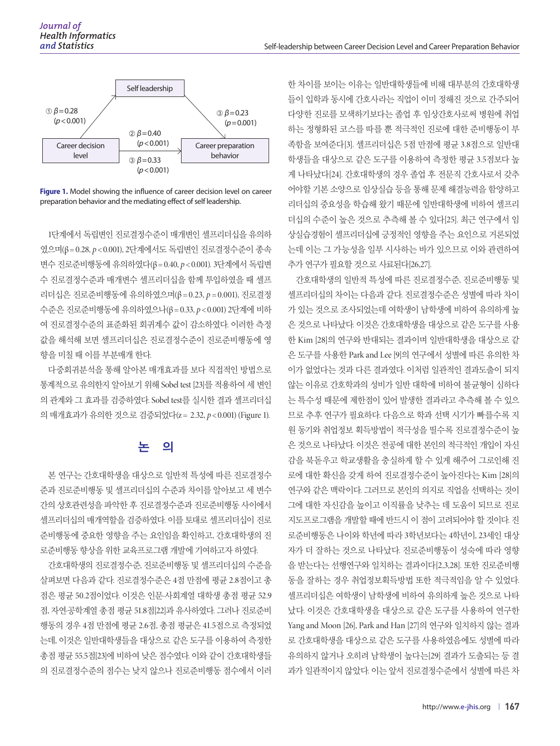Self leadership

① $\beta = 0.28$ ($p < 0.001$)

② $\beta = 0.40$ ($p < 0.001$)

③ $\beta = 0.23$ ($p = 0.001$)

③ $\beta = 0.33$ ($p < 0.001$)

Career decision level

Career preparation behavior

**Figure 1.** Model showing the influence of career decision level on career preparation behavior and the mediating effect of self leadership.

1단계에서 독립변인 진로결정수준이 매개변인 셀프리더십을 유의하였으며($\beta = 0.28$, $p < 0.001$), 2단계에서도 독립변인 진로결정수준이 종속변수 진로준비행동에 유의하였다($\beta = 0.40$, $p < 0.001$). 3단계에서 독립변수 진로결정수준과 매개변수 셀프리더십을 함께 투입하였을 때 셀프리더십은 진로준비행동에 유의하였으며($\beta = 0.23$, $p = 0.001$), 진로결정수준은 진로준비행동에 유의하였으나($\beta = 0.33$, $p < 0.001$) 2단계에 비하여 진로결정수준의 표준화된 회귀계수 값이 감소하였다. 이러한 측정값을 해석해 보면 셀프리더십은 진로결정수준이 진로준비행동에 영향을 미칠 때 이를 부분매개 한다.

다중회귀분석을 통해 알아본 매개효과를 보다 직접적인 방법으로 통계적으로 유의한지 알아보기 위해 Sobel test [23]를 적용하여 세 변인의 관계와 그 효과를 검증하였다. Sobel test를 실시한 결과 셀프리더십의 매개효과가 유의한 것으로 검증되었다($z = 2.32$, $p < 0.001$) (Figure 1).

## 논 의

본 연구는 간호대학생을 대상으로 일반적 특성에 따른 진로결정수준과 진로준비행동 및 셀프리더십의 수준과 차이를 알아보고 세 변수 간의 상호관련성을 파악한 후 진로결정수준과 진로준비행동 사이에서 셀프리더십의 매개역할을 검증하였다. 이를 토대로 셀프리더십이 진로준비행동에 중요한 영향을 주는 요인임을 확인하고, 간호대학생의 진로준비행동 향상을 위한 교육프로그램 개발에 기여하고자 하였다.

간호대학생의 진로결정수준, 진로준비행동 및 셀프리더십의 수준을 살펴보면 다음과 같다. 진로결정수준은 4점 만점에 평균 2.8점이고 총점은 평균 50.2점이었다. 이것은 인문·사회계열 대학생 총점 평균 52.9점, 자연·공학계열 총점 평균 51.8점[22]과 유사하였다. 그러나 진로준비행동의 경우 4점 만점에 평균 2.6점, 총점 평균은 41.5점으로 측정되었는데, 이것은 일반대학생들을 대상으로 같은 도구를 이용하여 측정한 총점 평균 55.5점[23]에 비하여 낮은 점수였다. 이와 같이 간호대학생들의 진로결정수준의 점수는 낮지 않으나 진로준비행동 점수에서 이러한 차이를 보이는 이유는 일반대학생들에 비해 대부분의 간호대학생들이 입학과 동시에 간호사라는 직업이 이미 정해진 것으로 간주되어 다양한 진로를 모색하기보다는 졸업 후 임상간호사로써 병원에 취업하는 정형화된 코스를 따를 뿐 적극적인 진로에 대한 준비행동이 부족함을 보여준다[3]. 셀프리더십은 5점 만점에 평균 3.8점으로 일반대학생들을 대상으로 같은 도구를 이용하여 측정한 평균 3.5점보다 높게 나타났다[24]. 간호대학생의 경우 졸업 후 전문직 간호사로서 갖추어야할 기본 소양으로 임상실습 등을 통해 문제 해결능력을 함양하고 리더십의 중요성을 학습해 왔기 때문에 일반대학생에 비하여 셀프리더십의 수준이 높은 것으로 추측해 볼 수 있다[25]. 최근 연구에서 임상실습경험이 셀프리더십에 긍정적인 영향을 주는 요인으로 거론되었는데 이는 그 가능성을 일부 시사하는 바가 있으므로 이와 관련하여 추가 연구가 필요할 것으로 사료된다[26,27].

간호대학생의 일반적 특성에 따른 진로결정수준, 진로준비행동 및 셀프리더십의 차이는 다음과 같다. 진로결정수준은 성별에 따라 차이가 있는 것으로 조사되었는데 여학생이 남학생에 비하여 유의하게 높은 것으로 나타났다. 이것은 간호대학생을 대상으로 같은 도구를 사용한 Kim [28]의 연구와 반대되는 결과이며 일반대학생을 대상으로 같은 도구를 사용한 Park and Lee [9]의 연구에서 성별에 따른 유의한 차이가 없었다는 것과 다른 결과였다. 이처럼 일관적인 결과도출이 되지 않는 이유로 간호학과의 성비가 일반 대학에 비하여 불균형이 심하다는 특수성 때문에 제한점이 있어 발생한 결과라고 추측해 볼 수 있으므로 추후 연구가 필요하다. 다음으로 학과 선택 시기가 빠를수록 지원 동기와 취업정보 획득방법이 적극성을 띨수록 진로결정수준이 높은 것으로 나타났다. 이것은 전공에 대한 본인의 적극적인 개입이 자신감을 북돋우고 학교생활을 충실하게 할 수 있게 해주어 그로인해 진로에 대한 확신을 갖게 하여 진로결정수준이 높아진다는 Kim [28]의 연구와 같은 맥락이다. 그러므로 본인의 의지로 직업을 선택하는 것이 그에 대한 자신감을 높이고 이직률을 낮추는 데 도움이 되므로 진로지도프로그램을 개발할 때에 반드시 이 점이 고려되어야 할 것이다. 진로준비행동은 나이와 학년에 따라 3학년보다는 4학년이, 23세인 대상자가 더 잘하는 것으로 나타났다. 진로준비행동이 성숙에 따라 영향을 받는다는 선행연구와 일치하는 결과이다[2,3,28]. 또한 진로준비행동을 잘하는 경우 취업정보획득방법 또한 적극적임을 알 수 있었다. 셀프리더십은 여학생이 남학생에 비하여 유의하게 높은 것으로 나타났다. 이것은 간호대학생을 대상으로 같은 도구를 사용하여 연구한 Yang and Moon [26], Park and Han [27]의 연구와 일치하지 않는 결과로 간호대학생을 대상으로 같은 도구를 사용하였음에도 성별에 따라 유의하지 않거나 오히려 남학생이 높다는[29] 결과가 도출되는 등 결과가 일관적이지 않았다. 이는 앞서 진로결정수준에서 성별에 따른 차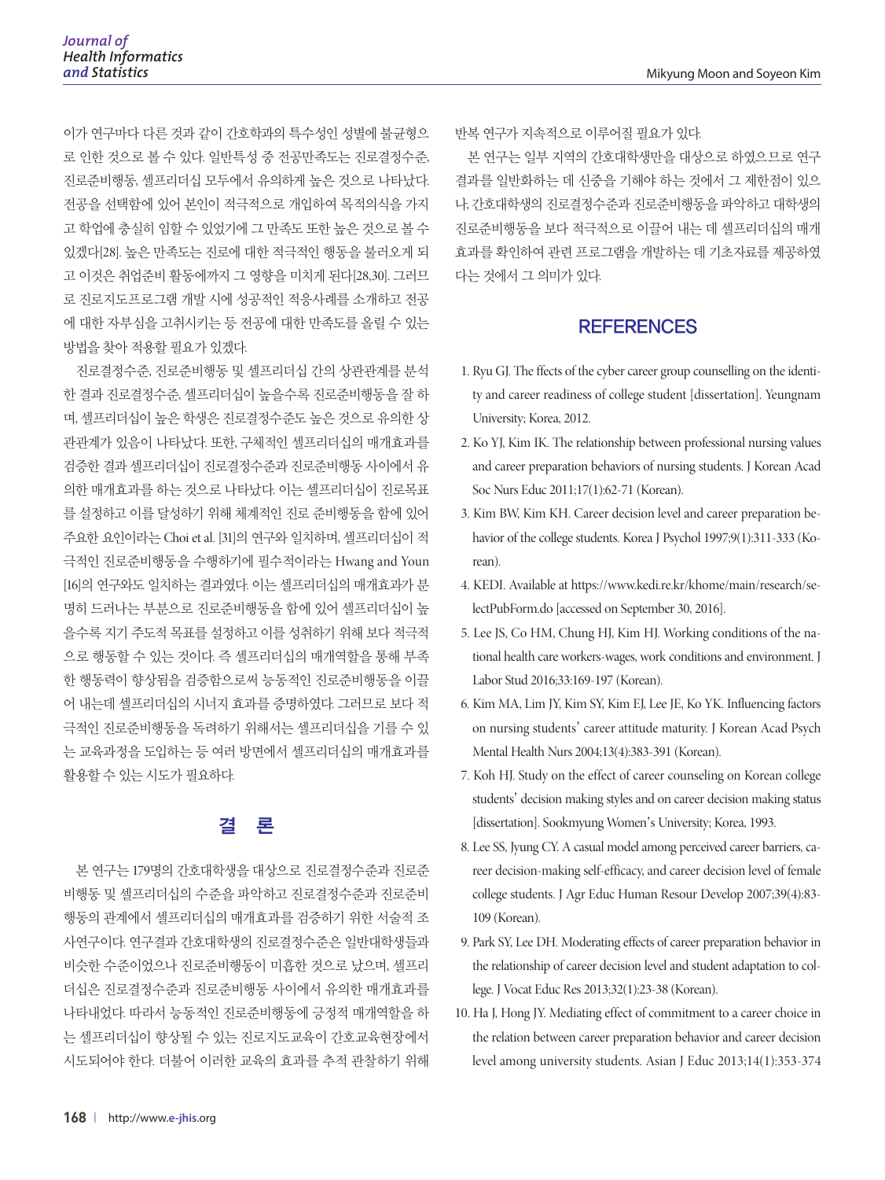이가 연구마다 다른 것과 같이 간호학과의 특수성인 성별에 불균형으로 인한 것으로 볼 수 있다. 일반특성 중 전공만족도는 진로결정수준, 진로준비행동, 셀프리더십 모두에서 유의하게 높은 것으로 나타났다. 전공을 선택함에 있어 본인이 적극적으로 개입하여 목적의식을 가지고 학업에 충실히 임할 수 있었기에 그 만족도 또한 높은 것으로 볼 수 있겠다[28]. 높은 만족도는 진로에 대한 적극적인 행동을 불러오게 되고 이것은 취업준비 활동에까지 그 영향을 미치게 된다[28,30]. 그러므로 진로지도프로그램 개발 시에 성공적인 적응사례를 소개하고 전공에 대한 자부심을 고취시키는 등 전공에 대한 만족도를 올릴 수 있는 방법을 찾아 적용할 필요가 있겠다.

진로결정수준, 진로준비행동 및 셀프리더십 간의 상관관계를 분석한 결과 진로결정수준, 셀프리더십이 높을수록 진로준비행동을 잘 하며, 셀프리더십이 높은 학생은 진로결정수준도 높은 것으로 유의한 상관관계가 있음이 나타났다. 또한, 구체적인 셀프리더십의 매개효과를 검증한 결과 셀프리더십이 진로결정수준과 진로준비행동 사이에서 유의한 매개효과를 하는 것으로 나타났다. 이는 셀프리더십이 진로목표를 설정하고 이를 달성하기 위해 체계적인 진로 준비행동을 함에 있어 주요한 요인이라는 Choi et al. [31]의 연구와 일치하며, 셀프리더십이 적극적인 진로준비행동을 수행하기에 필수적이라는 Hwang and Youn [16]의 연구와도 일치하는 결과였다. 이는 셀프리더십의 매개효과가 분명히 드러나는 부분으로 진로준비행동을 함에 있어 셀프리더십이 높을수록 지기 주도적 목표를 설정하고 이를 성취하기 위해 보다 적극적으로 행동할 수 있는 것이다. 즉 셀프리더십의 매개역할을 통해 부족한 행동력이 향상됨을 검증함으로써 능동적인 진로준비행동을 이끌어 내는데 셀프리더십의 시너지 효과를 증명하였다. 그러므로 보다 적극적인 진로준비행동을 독려하기 위해서는 셀프리더십을 기를 수 있는 교육과정을 도입하는 등 여러 방면에서 셀프리더십의 매개효과를 활용할 수 있는 시도가 필요하다.

## 결 론

본 연구는 179명의 간호대학생을 대상으로 진로결정수준과 진로준비행동 및 셀프리더십의 수준을 파악하고 진로결정수준과 진로준비행동의 관계에서 셀프리더십의 매개효과를 검증하기 위한 서술적 조사연구이다. 연구결과 간호대학생의 진로결정수준은 일반대학생들과 비슷한 수준이었으나 진로준비행동이 미흡한 것으로 났으며, 셀프리더십은 진로결정수준과 진로준비행동 사이에서 유의한 매개효과를 나타내었다. 따라서 능동적인 진로준비행동에 긍정적 매개역할을 하는 셀프리더십이 향상될 수 있는 진로지도교육이 간호교육현장에서 시도되어야 한다. 더불어 이러한 교육의 효과를 추적 관찰하기 위해 반복 연구가 지속적으로 이루어질 필요가 있다.

본 연구는 일부 지역의 간호대학생만을 대상으로 하였으므로 연구결과를 일반화하는 데 신중을 기해야 하는 것에서 그 제한점이 있으나, 간호대학생의 진로결정수준과 진로준비행동을 파악하고 대학생의 진로준비행동을 보다 적극적으로 이끌어 내는 데 셀프리더십의 매개효과를 확인하여 관련 프로그램을 개발하는 데 기초자료를 제공하였다는 것에서 그 의미가 있다.

## REFERENCES

1. Ryu GJ. The ffects of the cyber career group counselling on the identity and career readiness of college student [dissertation]. Yeungnam University; Korea, 2012.
2. Ko YJ, Kim IK. The relationship between professional nursing values and career preparation behaviors of nursing students. J Korean Acad Soc Nurs Educ 2011;17(1):62-71 (Korean).
3. Kim BW, Kim KH. Career decision level and career preparation behavior of the college students. Korea J Psychol 1997;9(1):311-333 (Korean).
4. KEDI. Available at https://www.kedi.re.kr/khome/main/research/selectPubForm.do [accessed on September 30, 2016].
5. Lee JS, Co HM, Chung HJ, Kim HJ. Working conditions of the national health care workers-wages, work conditions and environment. J Labor Stud 2016;33:169-197 (Korean).
6. Kim MA, Lim JY, Kim SY, Kim EJ, Lee JE, Ko YK. Influencing factors on nursing students' career attitude maturity. J Korean Acad Psych Mental Health Nurs 2004;13(4):383-391 (Korean).
7. Koh HJ. Study on the effect of career counseling on Korean college students' decision making styles and on career decision making status [dissertation]. Sookmyung Women's University; Korea, 1993.
8. Lee SS, Jyung CY. A casual model among perceived career barriers, career decision-making self-efficacy, and career decision level of female college students. J Agr Educ Human Resour Develop 2007;39(4):83-109 (Korean).
9. Park SY, Lee DH. Moderating effects of career preparation behavior in the relationship of career decision level and student adaptation to college. J Vocat Educ Res 2013;32(1):23-38 (Korean).
10. Ha J, Hong JY. Mediating effect of commitment to a career choice in the relation between career preparation behavior and career decision level among university students. Asian J Educ 2013;14(1):353-374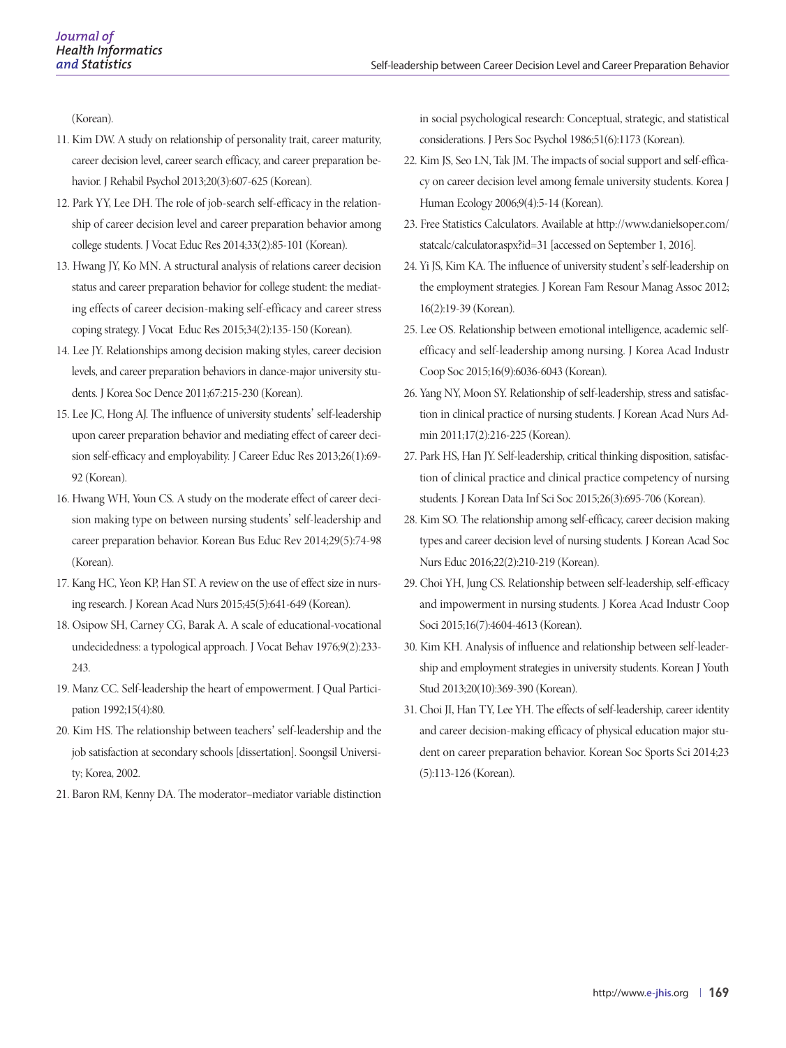(Korean).

11. Kim DW. A study on relationship of personality trait, career maturity, career decision level, career search efficacy, and career preparation behavior. J Rehabil Psychol 2013;20(3):607-625 (Korean).
12. Park YY, Lee DH. The role of job-search self-efficacy in the relationship of career decision level and career preparation behavior among college students. J Vocat Educ Res 2014;33(2):85-101 (Korean).
13. Hwang JY, Ko MN. A structural analysis of relations career decision status and career preparation behavior for college student: the mediating effects of career decision-making self-efficacy and career stress coping strategy. J Vocat Educ Res 2015;34(2):135-150 (Korean).
14. Lee JY. Relationships among decision making styles, career decision levels, and career preparation behaviors in dance-major university students. J Korea Soc Dence 2011;67:215-230 (Korean).
15. Lee JC, Hong AJ. The influence of university students' self-leadership upon career preparation behavior and mediating effect of career decision self-efficacy and employability. J Career Educ Res 2013;26(1):69-92 (Korean).
16. Hwang WH, Youn CS. A study on the moderate effect of career decision making type on between nursing students' self-leadership and career preparation behavior. Korean Bus Educ Rev 2014;29(5):74-98 (Korean).
17. Kang HC, Yeon KP, Han ST. A review on the use of effect size in nursing research. J Korean Acad Nurs 2015;45(5):641-649 (Korean).
18. Osipow SH, Carney CG, Barak A. A scale of educational-vocational undecidedness: a typological approach. J Vocat Behav 1976;9(2):233-243.
19. Manz CC. Self-leadership the heart of empowerment. J Qual Participation 1992;15(4):80.
20. Kim HS. The relationship between teachers' self-leadership and the job satisfaction at secondary schools [dissertation]. Soongsil University; Korea, 2002.
21. Baron RM, Kenny DA. The moderator–mediator variable distinction in social psychological research: Conceptual, strategic, and statistical considerations. J Pers Soc Psychol 1986;51(6):1173 (Korean).
22. Kim JS, Seo LN, Tak JM. The impacts of social support and self-efficacy on career decision level among female university students. Korea J Human Ecology 2006;9(4):5-14 (Korean).
23. Free Statistics Calculators. Available at http://www.danielsoper.com/statcalc/calculator.aspx?id=31 [accessed on September 1, 2016].
24. Yi JS, Kim KA. The influence of university student's self-leadership on the employment strategies. J Korean Fam Resour Manag Assoc 2012;16(2):19-39 (Korean).
25. Lee OS. Relationship between emotional intelligence, academic self-efficacy and self-leadership among nursing. J Korea Acad Industr Coop Soc 2015;16(9):6036-6043 (Korean).
26. Yang NY, Moon SY. Relationship of self-leadership, stress and satisfaction in clinical practice of nursing students. J Korean Acad Nurs Admin 2011;17(2):216-225 (Korean).
27. Park HS, Han JY. Self-leadership, critical thinking disposition, satisfaction of clinical practice and clinical practice competency of nursing students. J Korean Data Inf Sci Soc 2015;26(3):695-706 (Korean).
28. Kim SO. The relationship among self-efficacy, career decision making types and career decision level of nursing students. J Korean Acad Soc Nurs Educ 2016;22(2):210-219 (Korean).
29. Choi YH, Jung CS. Relationship between self-leadership, self-efficacy and impowerment in nursing students. J Korea Acad Industr Coop Soci 2015;16(7):4604-4613 (Korean).
30. Kim KH. Analysis of influence and relationship between self-leadership and employment strategies in university students. Korean J Youth Stud 2013;20(10):369-390 (Korean).
31. Choi JI, Han TY, Lee YH. The effects of self-leadership, career identity and career decision-making efficacy of physical education major student on career preparation behavior. Korean Soc Sports Sci 2014;23(5):113-126 (Korean).